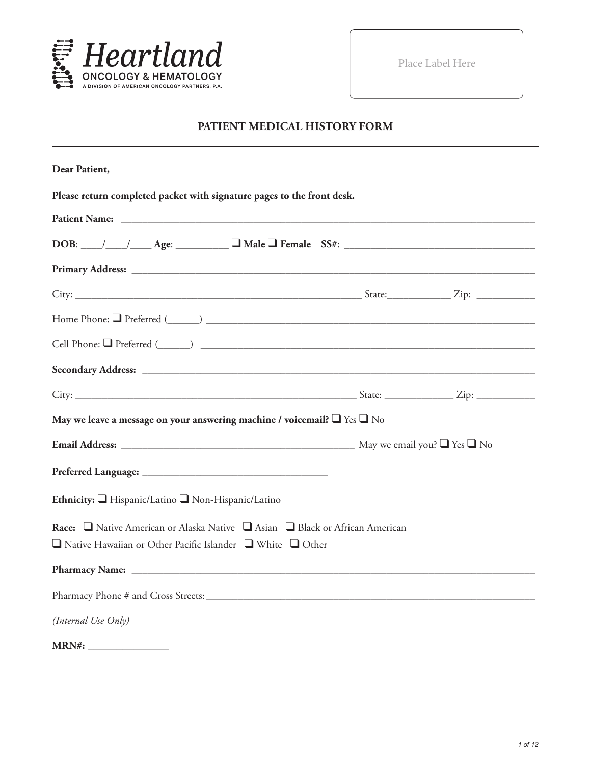**Heartland**
**ONCOLOGY & HEMATOLOGY**
A DIVISION OF AMERICAN ONCOLOGY PARTNERS, P.A.

Place Label Here

# PATIENT MEDICAL HISTORY FORM

**Dear Patient,**

**Please return completed packet with signature pages to the front desk.**

**Patient Name:** ______________________________________________________________________________

**DOB**: ____/____/____ **Age**: __________ ❑ **Male** ❑ **Female** **SS#**: ____________________________________

**Primary Address:** ___________________________________________________________________________

City: ________________________________________________________ State:____________ Zip: ___________

Home Phone: ❑ Preferred (______) _______________________________________________________________

Cell Phone: ❑ Preferred (______) ________________________________________________________________

**Secondary Address:** _________________________________________________________________________

City: ________________________________________________________ State: _____________ Zip: ___________

**May we leave a message on your answering machine / voicemail?** ❑ Yes ❑ No

**Email Address:** ______________________________________________ May we email you? ❑ Yes ❑ No

**Preferred Language:** ___________________________________

**Ethnicity:** ❑ Hispanic/Latino ❑ Non-Hispanic/Latino

**Race:** ❑ Native American or Alaska Native ❑ Asian ❑ Black or African American
❑ Native Hawaiian or Other Pacific Islander ❑ White ❑ Other

**Pharmacy Name:** ___________________________________________________________________________

Pharmacy Phone # and Cross Streets:_______________________________________________________________

*(Internal Use Only)*

**MRN#:** _______________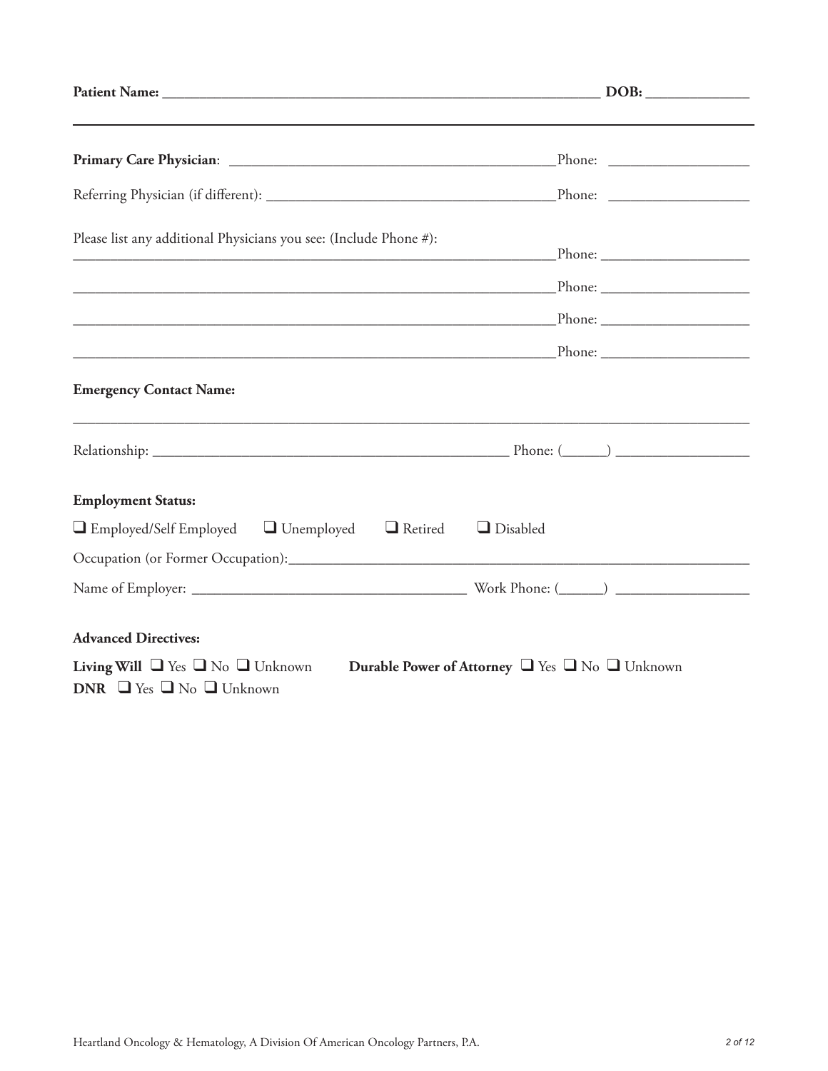**Patient Name:** ______________________________________________________________ **DOB:** ______________

---

**Primary Care Physician**: ______________________________________________ Phone: ___________________

Referring Physician (if different): ________________________________________ Phone: ___________________

Please list any additional Physicians you see: (Include Phone #):

___________________________________________________________________ Phone: ____________________

___________________________________________________________________ Phone: ____________________

___________________________________________________________________ Phone: ____________________

___________________________________________________________________ Phone: ____________________

**Emergency Contact Name:**

_____________________________________________________________________________________________

Relationship: __________________________________________________ Phone: (______) _________________

**Employment Status:**

❑ Employed/Self Employed ❑ Unemployed ❑ Retired ❑ Disabled

Occupation (or Former Occupation):_______________________________________________________________

Name of Employer: ______________________________________ Work Phone: (______) _________________

**Advanced Directives:**

**Living Will** ❑ Yes ❑ No ❑ Unknown **Durable Power of Attorney** ❑ Yes ❑ No ❑ Unknown

**DNR** ❑ Yes ❑ No ❑ Unknown

Heartland Oncology & Hematology, A Division Of American Oncology Partners, P.A.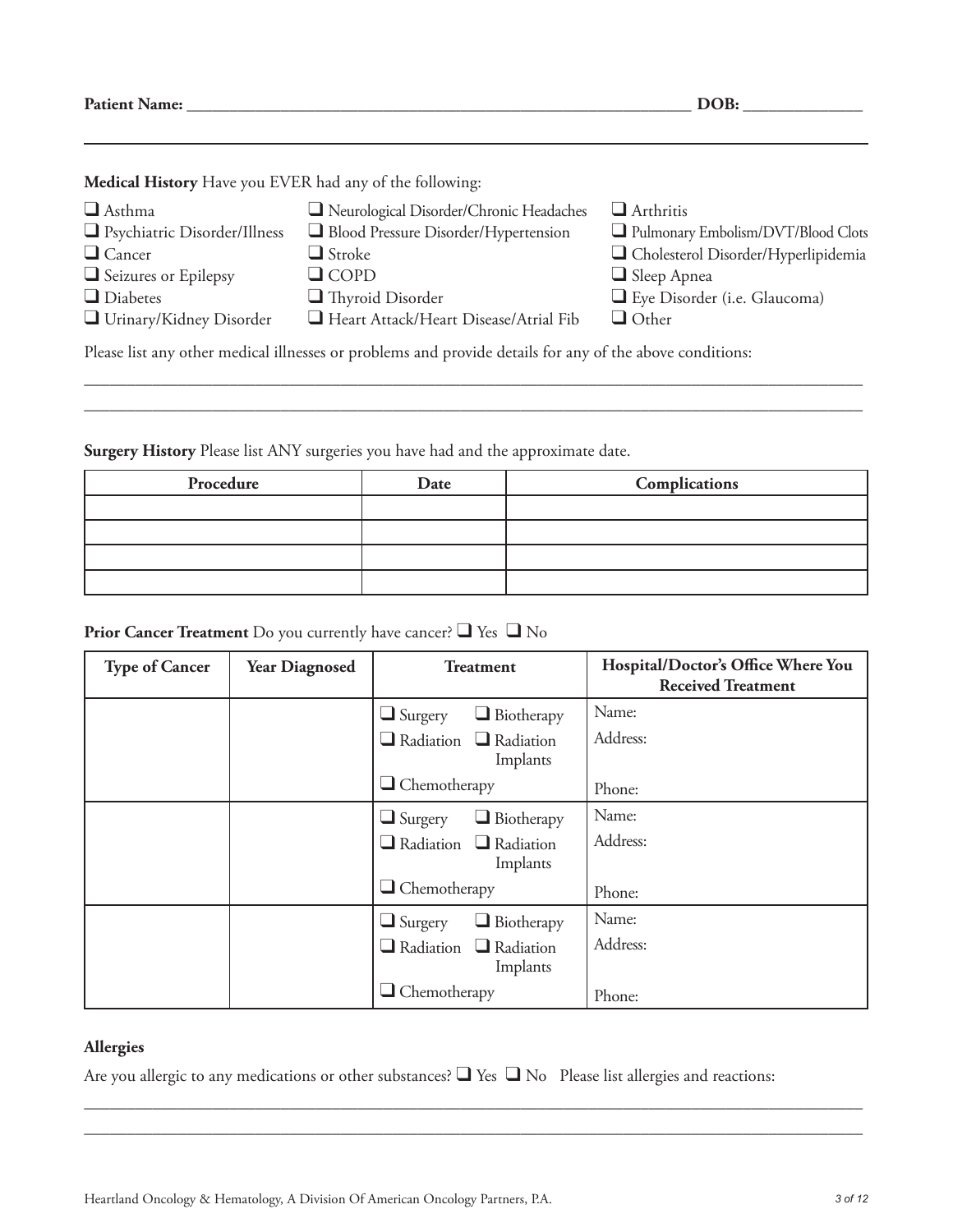**Patient Name:** ____________________________________________ **DOB:** ______________

**Medical History** Have you EVER had any of the following:

- ☐ Asthma
- ☐ Psychiatric Disorder/Illness
- ☐ Cancer
- ☐ Seizures or Epilepsy
- ☐ Diabetes
- ☐ Urinary/Kidney Disorder
- ☐ Neurological Disorder/Chronic Headaches
- ☐ Blood Pressure Disorder/Hypertension
- ☐ Stroke
- ☐ COPD
- ☐ Thyroid Disorder
- ☐ Heart Attack/Heart Disease/Atrial Fib
- ☐ Arthritis
- ☐ Pulmonary Embolism/DVT/Blood Clots
- ☐ Cholesterol Disorder/Hyperlipidemia
- ☐ Sleep Apnea
- ☐ Eye Disorder (i.e. Glaucoma)
- ☐ Other

Please list any other medical illnesses or problems and provide details for any of the above conditions:

______________________________________________________________________________

______________________________________________________________________________

**Surgery History** Please list ANY surgeries you have had and the approximate date.

| Procedure | Date | Complications |
|---|---|---|
| | | |
| | | |
| | | |
| | | |

**Prior Cancer Treatment** Do you currently have cancer? ☐ Yes ☐ No

| Type of Cancer | Year Diagnosed | Treatment | Hospital/Doctor's Office Where You Received Treatment |
|---|---|---|---|
| | | ☐ Surgery ☐ Biotherapy ☐ Radiation ☐ Radiation Implants ☐ Chemotherapy | Name: Address: Phone: |
| | | ☐ Surgery ☐ Biotherapy ☐ Radiation ☐ Radiation Implants ☐ Chemotherapy | Name: Address: Phone: |
| | | ☐ Surgery ☐ Biotherapy ☐ Radiation ☐ Radiation Implants ☐ Chemotherapy | Name: Address: Phone: |

**Allergies**

Are you allergic to any medications or other substances? ☐ Yes ☐ No Please list allergies and reactions:

______________________________________________________________________________

______________________________________________________________________________

Heartland Oncology & Hematology, A Division Of American Oncology Partners, P.A.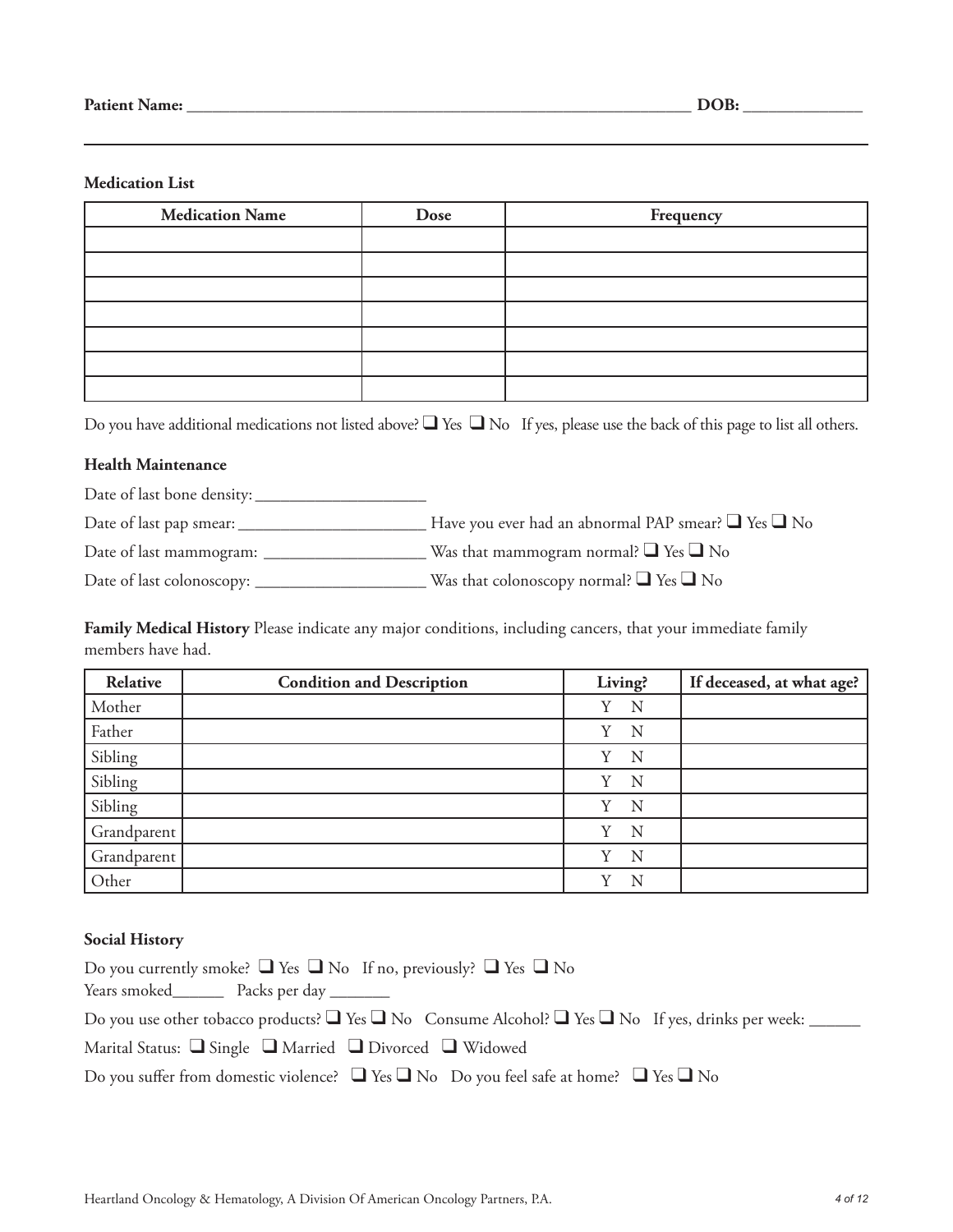**Patient Name:** _______________________________________________ **DOB:** ____________

---

**Medication List**

| Medication Name | Dose | Frequency |
|---|---|---|
| | | |
| | | |
| | | |
| | | |
| | | |
| | | |
| | | |

Do you have additional medications not listed above? ❑ Yes ❑ No If yes, please use the back of this page to list all others.

**Health Maintenance**

Date of last bone density: ____________________

Date of last pap smear: ______________________ Have you ever had an abnormal PAP smear? ❑ Yes ❑ No

Date of last mammogram: ___________________ Was that mammogram normal? ❑ Yes ❑ No

Date of last colonoscopy: ____________________ Was that colonoscopy normal? ❑ Yes ❑ No

**Family Medical History** Please indicate any major conditions, including cancers, that your immediate family members have had.

| Relative | Condition and Description | Living? | If deceased, at what age? |
|---|---|---|---|
| Mother | | Y N | |
| Father | | Y N | |
| Sibling | | Y N | |
| Sibling | | Y N | |
| Sibling | | Y N | |
| Grandparent | | Y N | |
| Grandparent | | Y N | |
| Other | | Y N | |

**Social History**

Do you currently smoke? ❑ Yes ❑ No If no, previously? ❑ Yes ❑ No

Years smoked______ Packs per day _______

Do you use other tobacco products? ❑ Yes ❑ No Consume Alcohol? ❑ Yes ❑ No If yes, drinks per week: ______

Marital Status: ❑ Single ❑ Married ❑ Divorced ❑ Widowed

Do you suffer from domestic violence? ❑ Yes ❑ No Do you feel safe at home? ❑ Yes ❑ No

Heartland Oncology & Hematology, A Division Of American Oncology Partners, P.A.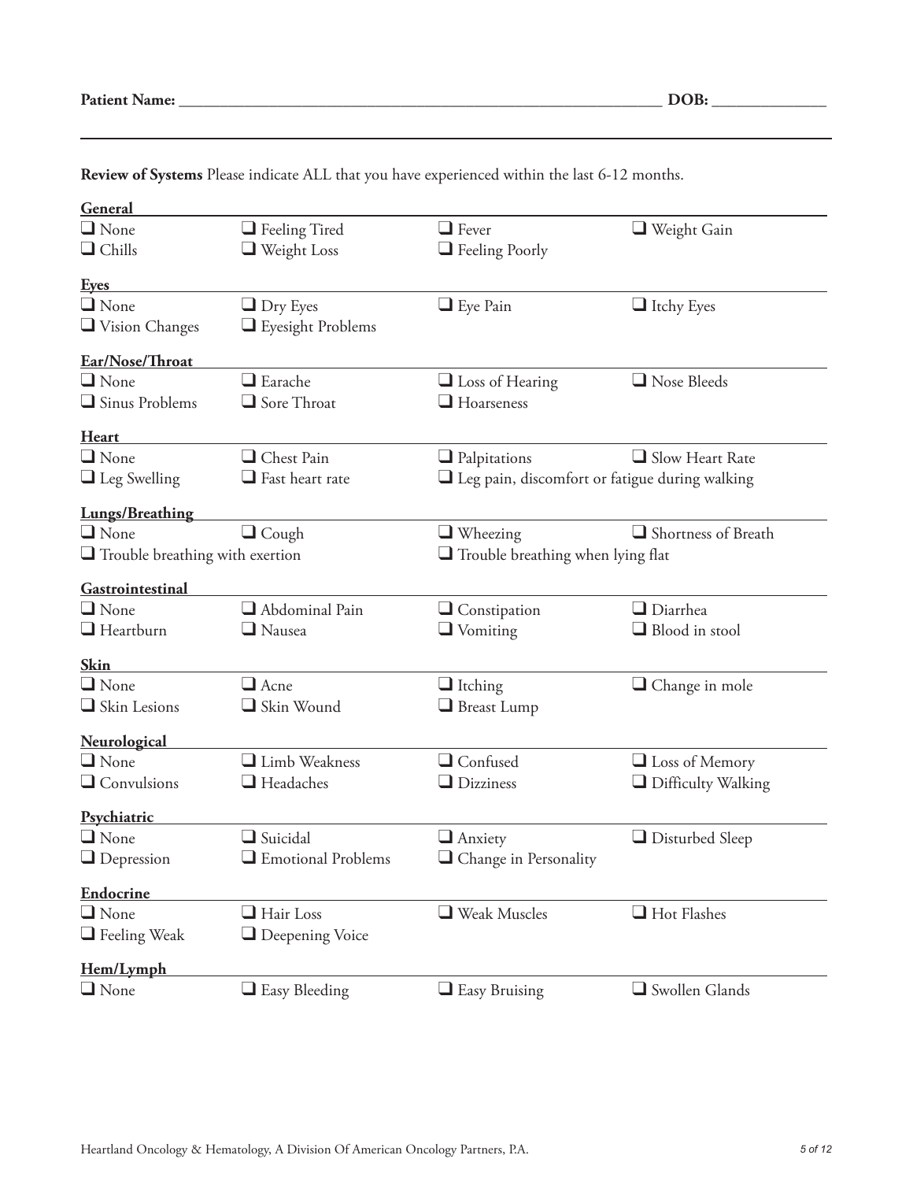**Patient Name:** ______________________________________________ **DOB:** ______________

---

**Review of Systems** Please indicate ALL that you have experienced within the last 6-12 months.

**General**

- [ ] None
- [ ] Feeling Tired
- [ ] Fever
- [ ] Weight Gain
- [ ] Chills
- [ ] Weight Loss
- [ ] Feeling Poorly

**Eyes**

- [ ] None
- [ ] Dry Eyes
- [ ] Eye Pain
- [ ] Itchy Eyes
- [ ] Vision Changes
- [ ] Eyesight Problems

**Ear/Nose/Throat**

- [ ] None
- [ ] Earache
- [ ] Loss of Hearing
- [ ] Nose Bleeds
- [ ] Sinus Problems
- [ ] Sore Throat
- [ ] Hoarseness

**Heart**

- [ ] None
- [ ] Chest Pain
- [ ] Palpitations
- [ ] Slow Heart Rate
- [ ] Leg Swelling
- [ ] Fast heart rate
- [ ] Leg pain, discomfort or fatigue during walking

**Lungs/Breathing**

- [ ] None
- [ ] Cough
- [ ] Wheezing
- [ ] Shortness of Breath
- [ ] Trouble breathing with exertion
- [ ] Trouble breathing when lying flat

**Gastrointestinal**

- [ ] None
- [ ] Abdominal Pain
- [ ] Constipation
- [ ] Diarrhea
- [ ] Heartburn
- [ ] Nausea
- [ ] Vomiting
- [ ] Blood in stool

**Skin**

- [ ] None
- [ ] Acne
- [ ] Itching
- [ ] Change in mole
- [ ] Skin Lesions
- [ ] Skin Wound
- [ ] Breast Lump

**Neurological**

- [ ] None
- [ ] Limb Weakness
- [ ] Confused
- [ ] Loss of Memory
- [ ] Convulsions
- [ ] Headaches
- [ ] Dizziness
- [ ] Difficulty Walking

**Psychiatric**

- [ ] None
- [ ] Suicidal
- [ ] Anxiety
- [ ] Disturbed Sleep
- [ ] Depression
- [ ] Emotional Problems
- [ ] Change in Personality

**Endocrine**

- [ ] None
- [ ] Hair Loss
- [ ] Weak Muscles
- [ ] Hot Flashes
- [ ] Feeling Weak
- [ ] Deepening Voice

**Hem/Lymph**

- [ ] None
- [ ] Easy Bleeding
- [ ] Easy Bruising
- [ ] Swollen Glands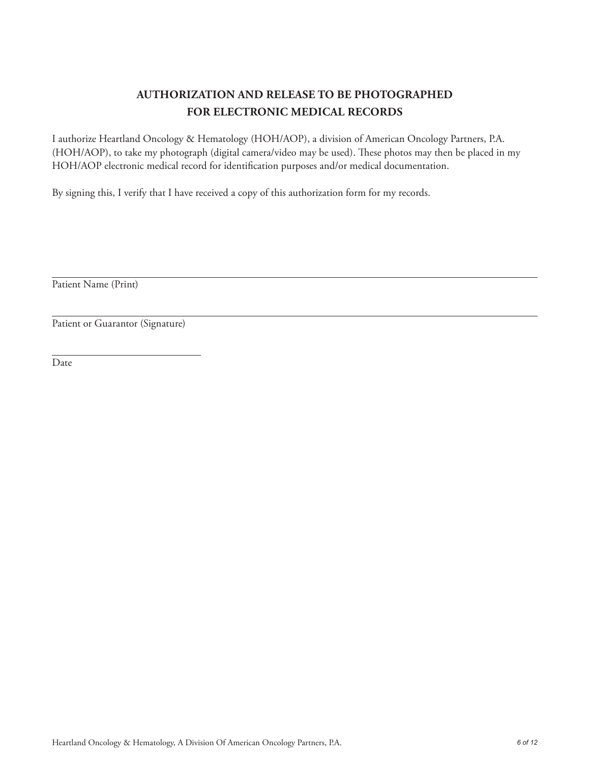## AUTHORIZATION AND RELEASE TO BE PHOTOGRAPHED FOR ELECTRONIC MEDICAL RECORDS

I authorize Heartland Oncology & Hematology (HOH/AOP), a division of American Oncology Partners, P.A. (HOH/AOP), to take my photograph (digital camera/video may be used). These photos may then be placed in my HOH/AOP electronic medical record for identification purposes and/or medical documentation.

By signing this, I verify that I have received a copy of this authorization form for my records.

\_\_\_\_\_\_\_\_\_\_\_\_\_\_\_\_\_\_\_\_\_\_\_\_\_\_\_\_\_\_\_\_\_\_\_\_\_\_\_\_\_\_\_\_\_\_\_\_\_\_\_\_\_\_\_\_\_\_\_\_

Patient Name (Print)

\_\_\_\_\_\_\_\_\_\_\_\_\_\_\_\_\_\_\_\_\_\_\_\_\_\_\_\_\_\_\_\_\_\_\_\_\_\_\_\_\_\_\_\_\_\_\_\_\_\_\_\_\_\_\_\_\_\_\_\_

Patient or Guarantor (Signature)

\_\_\_\_\_\_\_\_\_\_\_\_\_\_\_\_\_\_\_\_

Date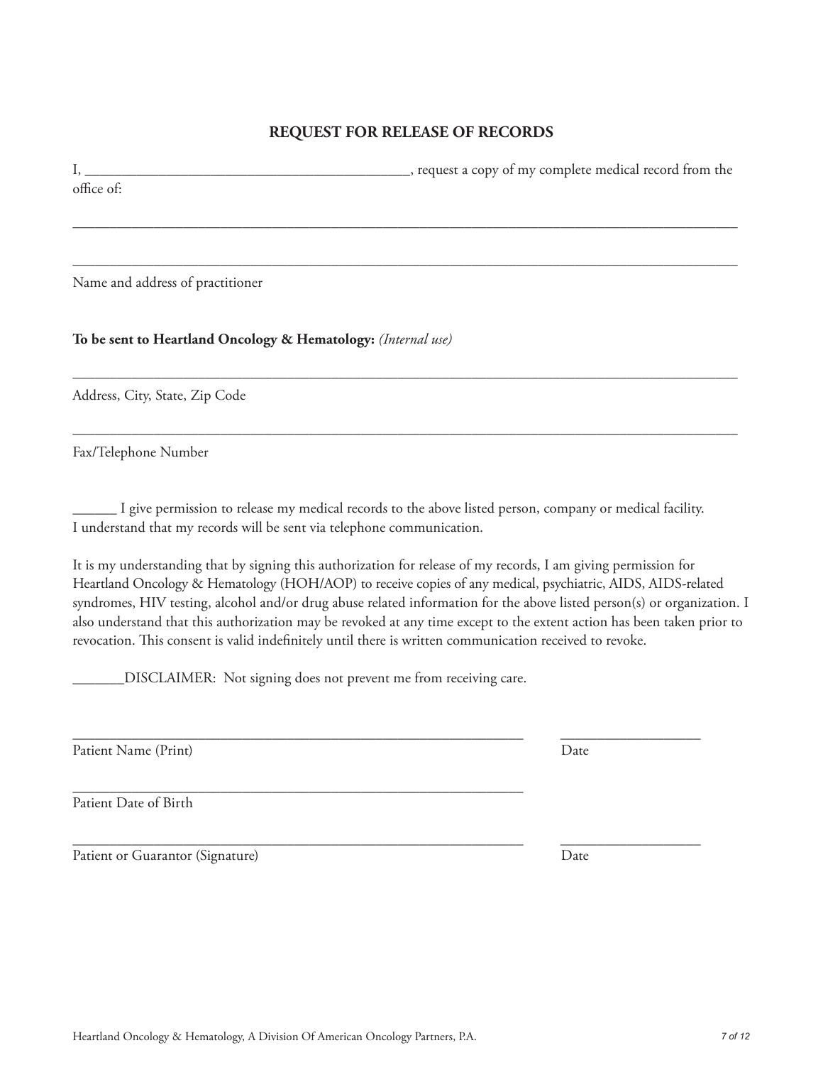## REQUEST FOR RELEASE OF RECORDS

I, ____________________________________________, request a copy of my complete medical record from the office of:

____________________________________________________________________________________________

____________________________________________________________________________________________

Name and address of practitioner

**To be sent to Heartland Oncology & Hematology:** *(Internal use)*

____________________________________________________________________________________________

Address, City, State, Zip Code

____________________________________________________________________________________________

Fax/Telephone Number

______ I give permission to release my medical records to the above listed person, company or medical facility. I understand that my records will be sent via telephone communication.

It is my understanding that by signing this authorization for release of my records, I am giving permission for Heartland Oncology & Hematology (HOH/AOP) to receive copies of any medical, psychiatric, AIDS, AIDS-related syndromes, HIV testing, alcohol and/or drug abuse related information for the above listed person(s) or organization. I also understand that this authorization may be revoked at any time except to the extent action has been taken prior to revocation. This consent is valid indefinitely until there is written communication received to revoke.

_______DISCLAIMER: Not signing does not prevent me from receiving care.

______________________________________________________________ ___________________

Patient Name (Print) Date

______________________________________________________________

Patient Date of Birth

______________________________________________________________ ___________________

Patient or Guarantor (Signature) Date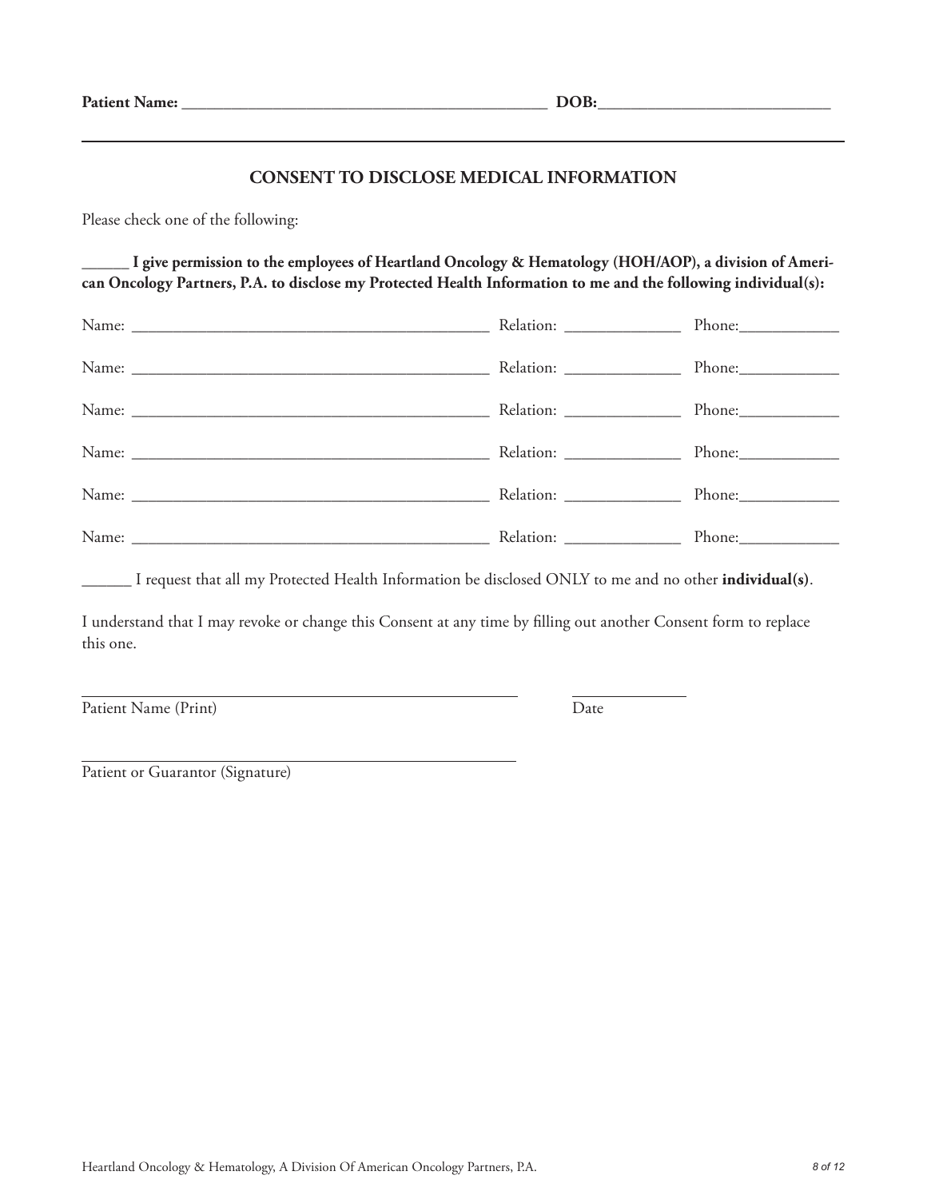**Patient Name:** ______________________________________________ **DOB:**_____________________________

## CONSENT TO DISCLOSE MEDICAL INFORMATION

Please check one of the following:

**______ I give permission to the employees of Heartland Oncology & Hematology (HOH/AOP), a division of American Oncology Partners, P.A. to disclose my Protected Health Information to me and the following individual(s):**

Name: ______________________________________________ Relation: _______________ Phone:_____________

Name: ______________________________________________ Relation: _______________ Phone:_____________

Name: ______________________________________________ Relation: _______________ Phone:_____________

Name: ______________________________________________ Relation: _______________ Phone:_____________

Name: ______________________________________________ Relation: _______________ Phone:_____________

Name: ______________________________________________ Relation: _______________ Phone:_____________

______ I request that all my Protected Health Information be disclosed ONLY to me and no other **individual(s)**.

I understand that I may revoke or change this Consent at any time by filling out another Consent form to replace this one.

_______________________________________________________ _______________

Patient Name (Print) Date

_______________________________________________________

Patient or Guarantor (Signature)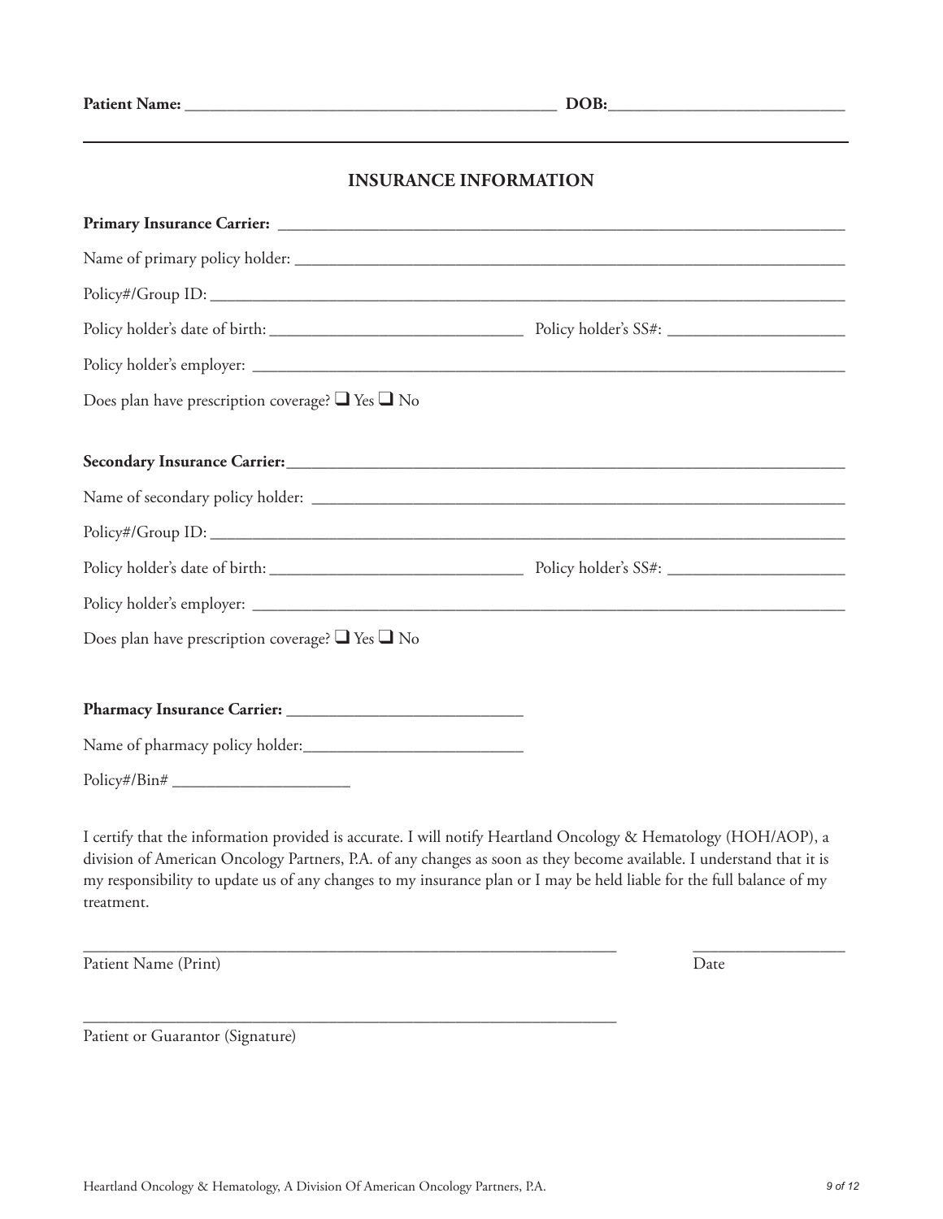**Patient Name:** ____________________________________________ **DOB:**____________________________

## INSURANCE INFORMATION

**Primary Insurance Carrier:** ______________________________________________________________________

Name of primary policy holder: ______________________________________________________________

Policy#/Group ID: _________________________________________________________________________

Policy holder's date of birth: ______________________________ Policy holder's SS#: _____________________

Policy holder's employer: _________________________________________________________________

Does plan have prescription coverage? ❑ Yes ❑ No

**Secondary Insurance Carrier:**____________________________________________________________________

Name of secondary policy holder: ___________________________________________________________

Policy#/Group ID: _________________________________________________________________________

Policy holder's date of birth: ______________________________ Policy holder's SS#: _____________________

Policy holder's employer: _________________________________________________________________

Does plan have prescription coverage? ❑ Yes ❑ No

**Pharmacy Insurance Carrier:** ____________________________

Name of pharmacy policy holder:__________________________

Policy#/Bin# _____________________

I certify that the information provided is accurate. I will notify Heartland Oncology & Hematology (HOH/AOP), a division of American Oncology Partners, P.A. of any changes as soon as they become available. I understand that it is my responsibility to update us of any changes to my insurance plan or I may be held liable for the full balance of my treatment.

_________________________________________________________________ __________________

Patient Name (Print) Date

_________________________________________________________________

Patient or Guarantor (Signature)

Heartland Oncology & Hematology, A Division Of American Oncology Partners, P.A.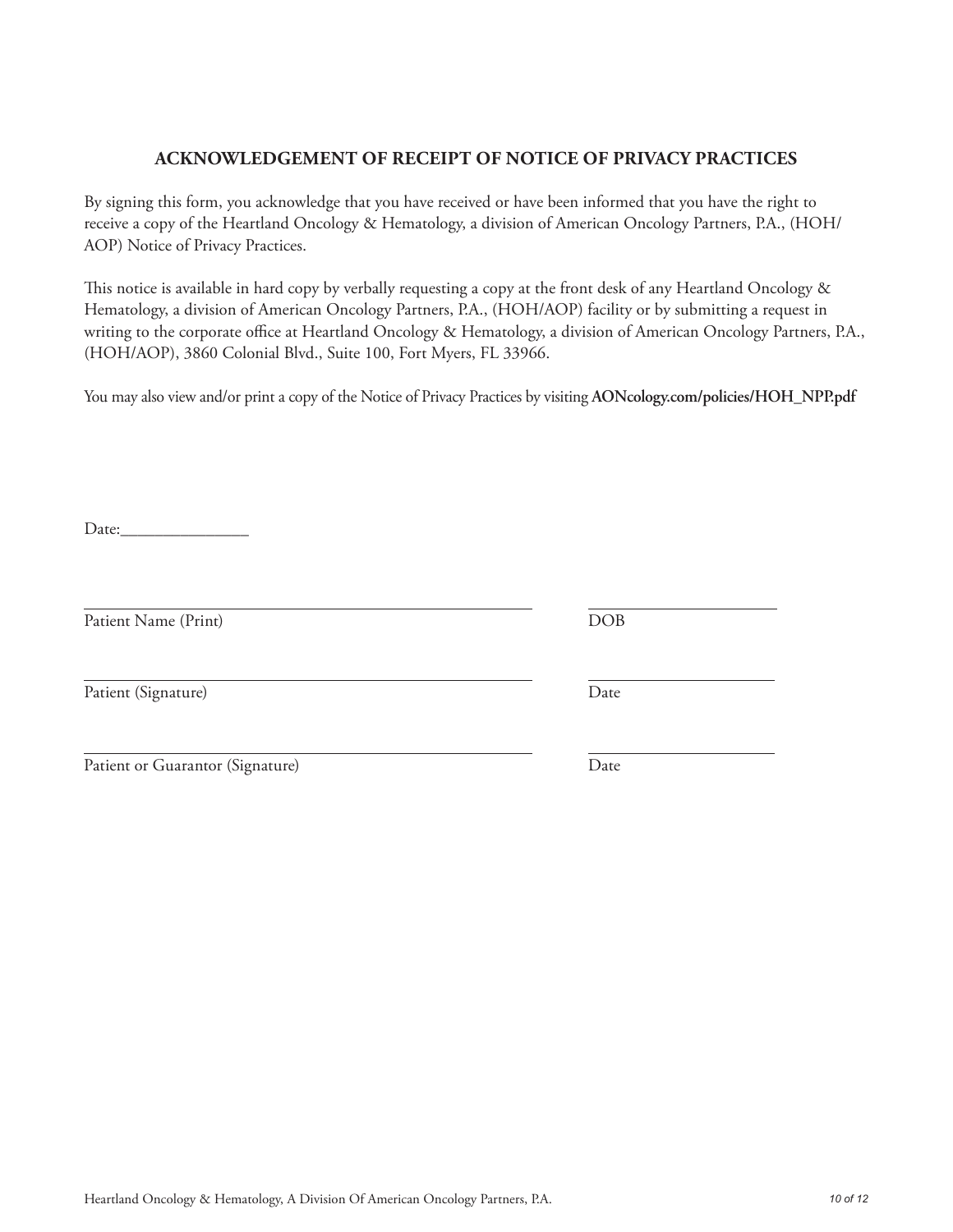## ACKNOWLEDGEMENT OF RECEIPT OF NOTICE OF PRIVACY PRACTICES

By signing this form, you acknowledge that you have received or have been informed that you have the right to receive a copy of the Heartland Oncology & Hematology, a division of American Oncology Partners, P.A., (HOH/AOP) Notice of Privacy Practices.

This notice is available in hard copy by verbally requesting a copy at the front desk of any Heartland Oncology & Hematology, a division of American Oncology Partners, P.A., (HOH/AOP) facility or by submitting a request in writing to the corporate office at Heartland Oncology & Hematology, a division of American Oncology Partners, P.A., (HOH/AOP), 3860 Colonial Blvd., Suite 100, Fort Myers, FL 33966.

You may also view and/or print a copy of the Notice of Privacy Practices by visiting **AONcology.com/policies/HOH_NPP.pdf**

Date:_______________

_______________________________________________ ____________________
Patient Name (Print) DOB

_______________________________________________ ____________________
Patient (Signature) Date

_______________________________________________ ____________________
Patient or Guarantor (Signature) Date

Heartland Oncology & Hematology, A Division Of American Oncology Partners, P.A.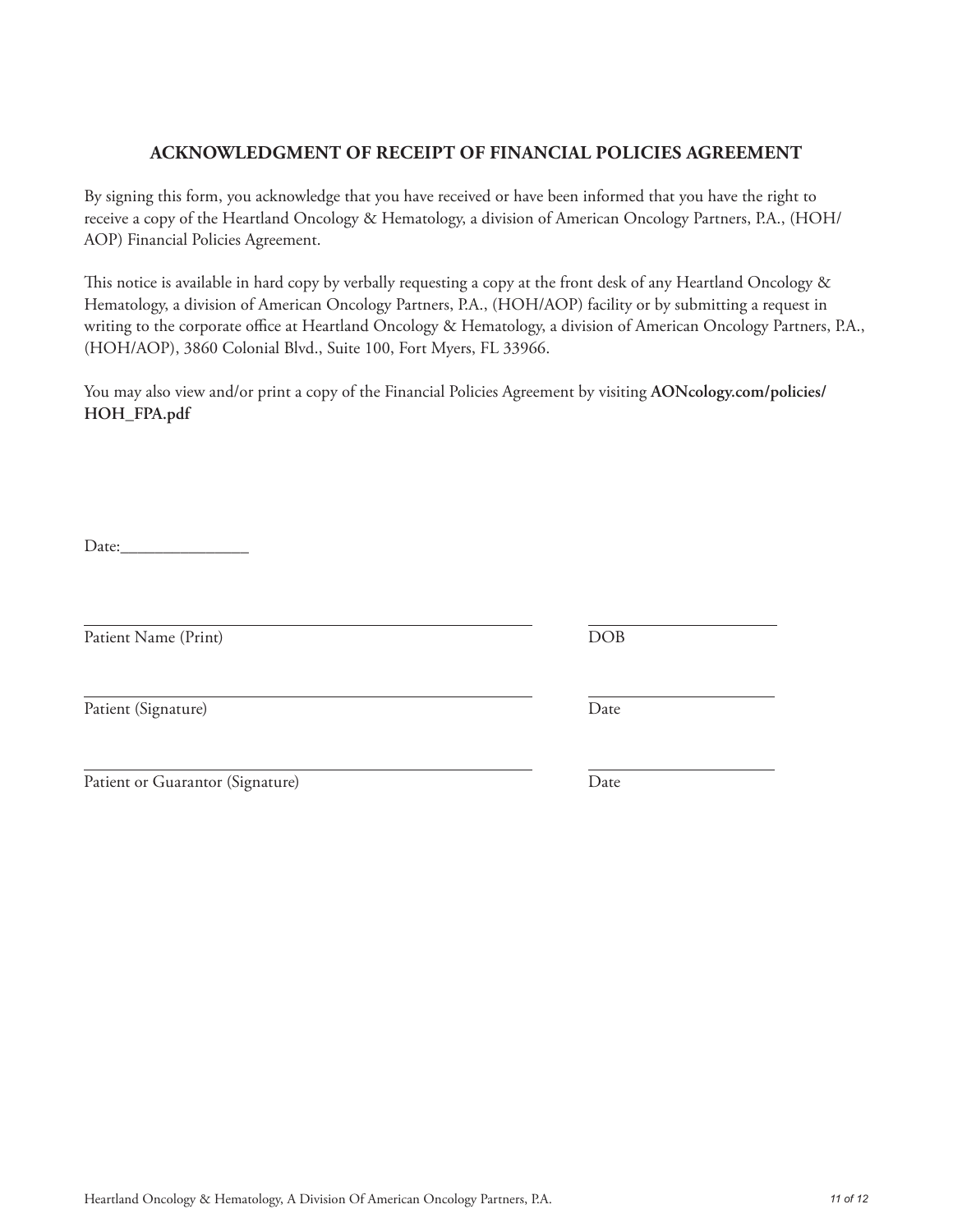## ACKNOWLEDGMENT OF RECEIPT OF FINANCIAL POLICIES AGREEMENT

By signing this form, you acknowledge that you have received or have been informed that you have the right to receive a copy of the Heartland Oncology & Hematology, a division of American Oncology Partners, P.A., (HOH/AOP) Financial Policies Agreement.

This notice is available in hard copy by verbally requesting a copy at the front desk of any Heartland Oncology & Hematology, a division of American Oncology Partners, P.A., (HOH/AOP) facility or by submitting a request in writing to the corporate office at Heartland Oncology & Hematology, a division of American Oncology Partners, P.A., (HOH/AOP), 3860 Colonial Blvd., Suite 100, Fort Myers, FL 33966.

You may also view and/or print a copy of the Financial Policies Agreement by visiting **AONcology.com/policies/HOH_FPA.pdf**

Date:_______________

_____________________________________________ ____________________
Patient Name (Print) DOB

_____________________________________________ ____________________
Patient (Signature) Date

_____________________________________________ ____________________
Patient or Guarantor (Signature) Date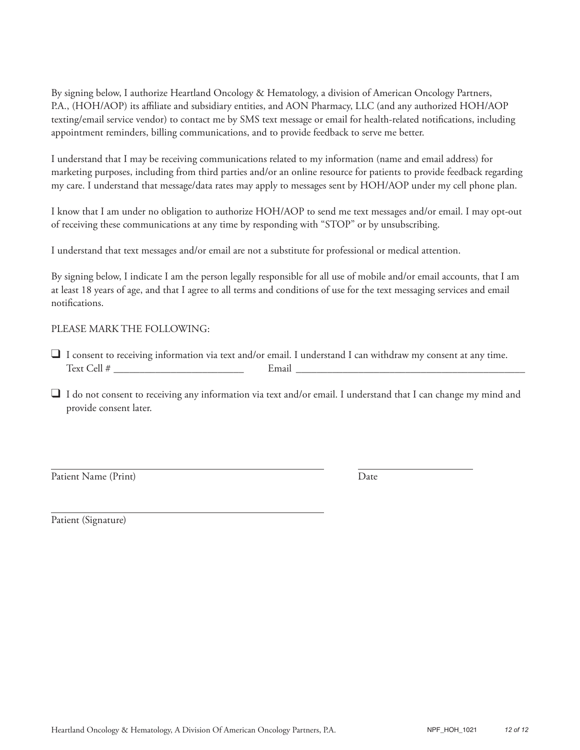By signing below, I authorize Heartland Oncology & Hematology, a division of American Oncology Partners, P.A., (HOH/AOP) its affiliate and subsidiary entities, and AON Pharmacy, LLC (and any authorized HOH/AOP texting/email service vendor) to contact me by SMS text message or email for health-related notifications, including appointment reminders, billing communications, and to provide feedback to serve me better.

I understand that I may be receiving communications related to my information (name and email address) for marketing purposes, including from third parties and/or an online resource for patients to provide feedback regarding my care. I understand that message/data rates may apply to messages sent by HOH/AOP under my cell phone plan.

I know that I am under no obligation to authorize HOH/AOP to send me text messages and/or email. I may opt-out of receiving these communications at any time by responding with "STOP" or by unsubscribing.

I understand that text messages and/or email are not a substitute for professional or medical attention.

By signing below, I indicate I am the person legally responsible for all use of mobile and/or email accounts, that I am at least 18 years of age, and that I agree to all terms and conditions of use for the text messaging services and email notifications.

PLEASE MARK THE FOLLOWING:

- ☐ I consent to receiving information via text and/or email. I understand I can withdraw my consent at any time.
  Text Cell # _________________________ Email _____________________________________________

- ☐ I do not consent to receiving any information via text and/or email. I understand that I can change my mind and provide consent later.

_____________________________________________________ ______________________

Patient Name (Print) Date

_____________________________________________________

Patient (Signature)

Heartland Oncology & Hematology, A Division Of American Oncology Partners, P.A. NPF_HOH_1021